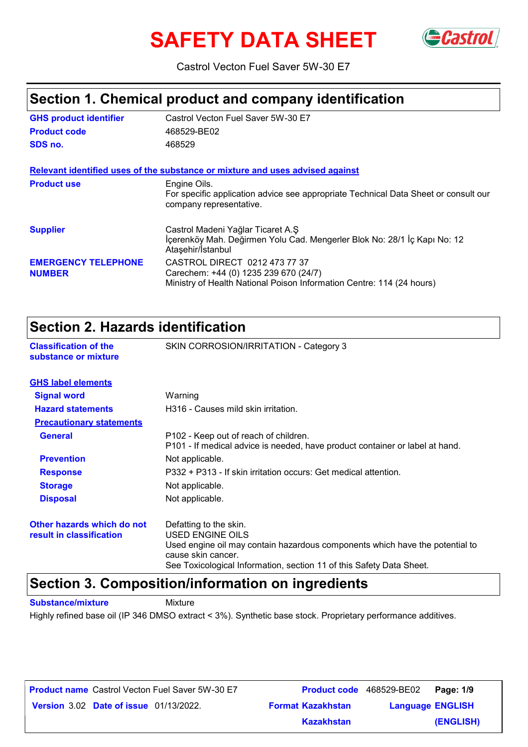# SAFETY DATA SHEET

Castrol Vecton Fuel Saver 5W-30 E7

## Section 1. Chemical product and company identification

| | |
|---|---|
| **GHS product identifier** | Castrol Vecton Fuel Saver 5W-30 E7 |
| **Product code** | 468529-BE02 |
| **SDS no.** | 468529 |

**Relevant identified uses of the substance or mixture and uses advised against**

| | |
|---|---|
| **Product use** | Engine Oils.<br>For specific application advice see appropriate Technical Data Sheet or consult our company representative. |
| **Supplier** | Castrol Madeni Yağlar Ticaret A.Ş<br>İçerenköy Mah. Değirmen Yolu Cad. Mengerler Blok No: 28/1 İç Kapı No: 12<br>Ataşehir/İstanbul |
| **EMERGENCY TELEPHONE NUMBER** | CASTROL DIRECT 0212 473 77 37<br>Carechem: +44 (0) 1235 239 670 (24/7)<br>Ministry of Health National Poison Information Centre: 114 (24 hours) |

## Section 2. Hazards identification

| | |
|---|---|
| **Classification of the substance or mixture** | SKIN CORROSION/IRRITATION - Category 3 |

**GHS label elements**

| | |
|---|---|
| **Signal word** | Warning |
| **Hazard statements** | H316 - Causes mild skin irritation. |

**Precautionary statements**

| | |
|---|---|
| **General** | P102 - Keep out of reach of children.<br>P101 - If medical advice is needed, have product container or label at hand. |
| **Prevention** | Not applicable. |
| **Response** | P332 + P313 - If skin irritation occurs: Get medical attention. |
| **Storage** | Not applicable. |
| **Disposal** | Not applicable. |

| | |
|---|---|
| **Other hazards which do not result in classification** | Defatting to the skin.<br>USED ENGINE OILS<br>Used engine oil may contain hazardous components which have the potential to cause skin cancer.<br>See Toxicological Information, section 11 of this Safety Data Sheet. |

## Section 3. Composition/information on ingredients

**Substance/mixture** Mixture

Highly refined base oil (IP 346 DMSO extract < 3%). Synthetic base stock. Proprietary performance additives.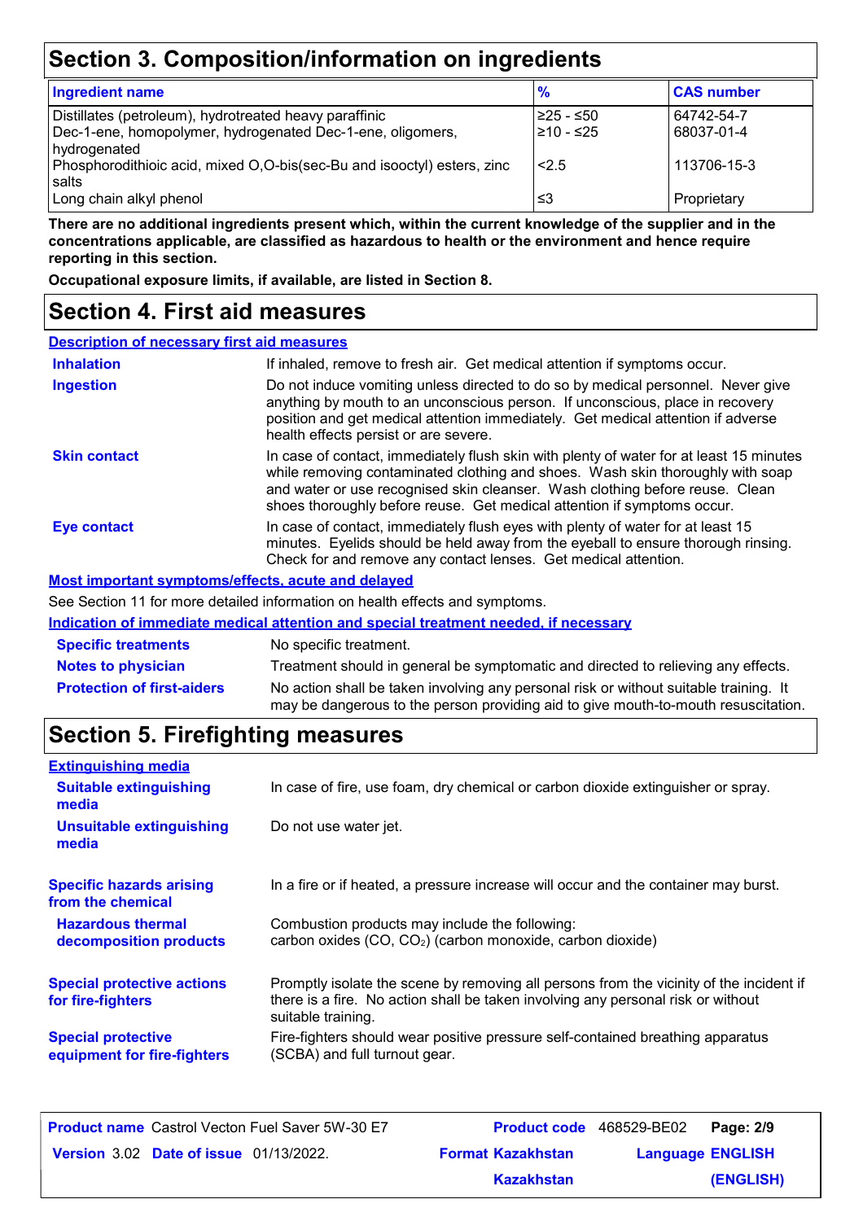## Section 3. Composition/information on ingredients

| Ingredient name | % | CAS number |
| --- | --- | --- |
| Distillates (petroleum), hydrotreated heavy paraffinic | ≥25 - ≤50 | 64742-54-7 |
| Dec-1-ene, homopolymer, hydrogenated Dec-1-ene, oligomers, hydrogenated | ≥10 - ≤25 | 68037-01-4 |
| Phosphorodithioic acid, mixed O,O-bis(sec-Bu and isooctyl) esters, zinc salts | <2.5 | 113706-15-3 |
| Long chain alkyl phenol | ≤3 | Proprietary |

**There are no additional ingredients present which, within the current knowledge of the supplier and in the concentrations applicable, are classified as hazardous to health or the environment and hence require reporting in this section.**

**Occupational exposure limits, if available, are listed in Section 8.**

## Section 4. First aid measures

### Description of necessary first aid measures

**Inhalation**
If inhaled, remove to fresh air. Get medical attention if symptoms occur.

**Ingestion**
Do not induce vomiting unless directed to do so by medical personnel. Never give anything by mouth to an unconscious person. If unconscious, place in recovery position and get medical attention immediately. Get medical attention if adverse health effects persist or are severe.

**Skin contact**
In case of contact, immediately flush skin with plenty of water for at least 15 minutes while removing contaminated clothing and shoes. Wash skin thoroughly with soap and water or use recognised skin cleanser. Wash clothing before reuse. Clean shoes thoroughly before reuse. Get medical attention if symptoms occur.

**Eye contact**
In case of contact, immediately flush eyes with plenty of water for at least 15 minutes. Eyelids should be held away from the eyeball to ensure thorough rinsing. Check for and remove any contact lenses. Get medical attention.

### Most important symptoms/effects, acute and delayed

See Section 11 for more detailed information on health effects and symptoms.

### Indication of immediate medical attention and special treatment needed, if necessary

**Specific treatments**
No specific treatment.

**Notes to physician**
Treatment should in general be symptomatic and directed to relieving any effects.

**Protection of first-aiders**
No action shall be taken involving any personal risk or without suitable training. It may be dangerous to the person providing aid to give mouth-to-mouth resuscitation.

## Section 5. Firefighting measures

### Extinguishing media

**Suitable extinguishing media**
In case of fire, use foam, dry chemical or carbon dioxide extinguisher or spray.

**Unsuitable extinguishing media**
Do not use water jet.

**Specific hazards arising from the chemical**
In a fire or if heated, a pressure increase will occur and the container may burst.

**Hazardous thermal decomposition products**
Combustion products may include the following:
carbon oxides (CO, $CO_2$) (carbon monoxide, carbon dioxide)

**Special protective actions for fire-fighters**
Promptly isolate the scene by removing all persons from the vicinity of the incident if there is a fire. No action shall be taken involving any personal risk or without suitable training.

**Special protective equipment for fire-fighters**
Fire-fighters should wear positive pressure self-contained breathing apparatus (SCBA) and full turnout gear.

**Product name** Castrol Vecton Fuel Saver 5W-30 E7 | **Product code** 468529-BE02 | **Version** 3.02 | **Date of issue** 01/13/2022. | **Format** Kazakhstan Kazakhstan | **Language** ENGLISH (ENGLISH)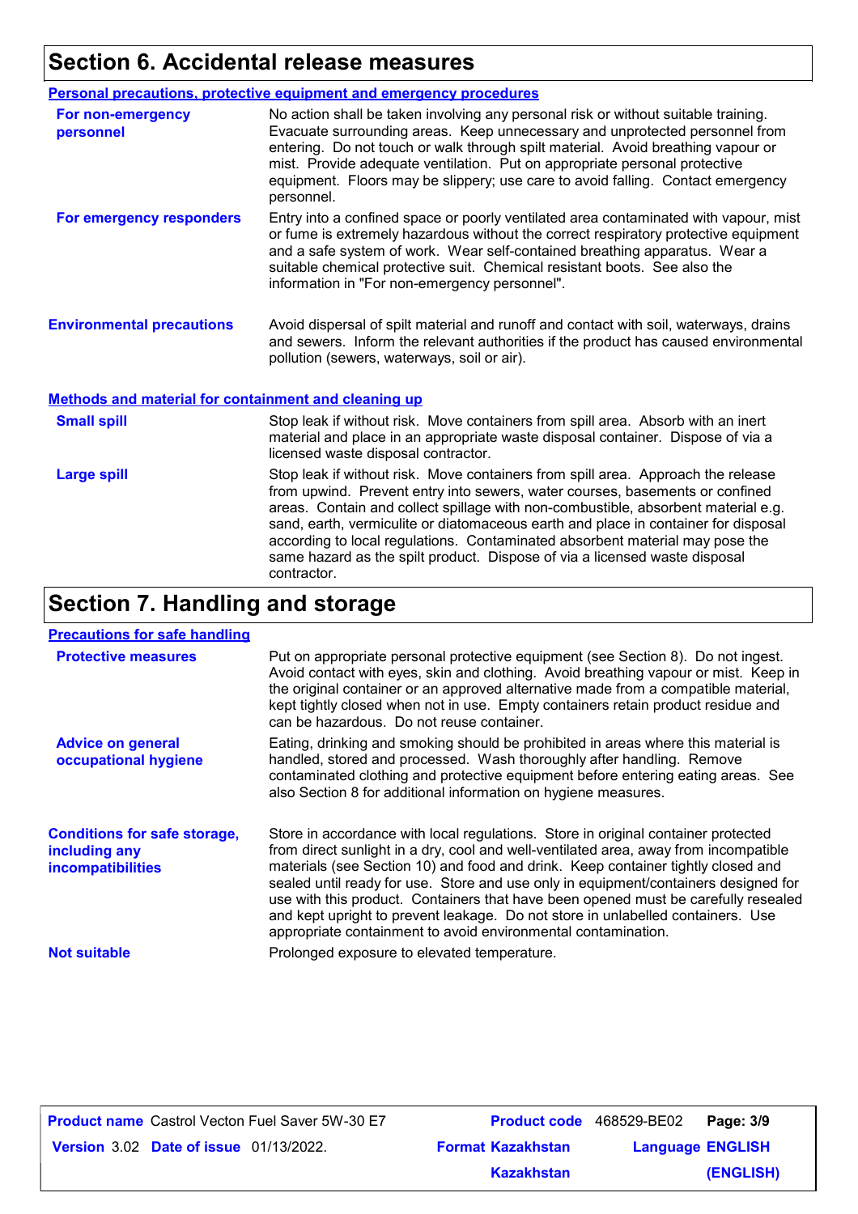## Section 6. Accidental release measures

### Personal precautions, protective equipment and emergency procedures

**For non-emergency personnel**

No action shall be taken involving any personal risk or without suitable training. Evacuate surrounding areas. Keep unnecessary and unprotected personnel from entering. Do not touch or walk through spilt material. Avoid breathing vapour or mist. Provide adequate ventilation. Put on appropriate personal protective equipment. Floors may be slippery; use care to avoid falling. Contact emergency personnel.

**For emergency responders**

Entry into a confined space or poorly ventilated area contaminated with vapour, mist or fume is extremely hazardous without the correct respiratory protective equipment and a safe system of work. Wear self-contained breathing apparatus. Wear a suitable chemical protective suit. Chemical resistant boots. See also the information in "For non-emergency personnel".

**Environmental precautions**

Avoid dispersal of spilt material and runoff and contact with soil, waterways, drains and sewers. Inform the relevant authorities if the product has caused environmental pollution (sewers, waterways, soil or air).

### Methods and material for containment and cleaning up

**Small spill**

Stop leak if without risk. Move containers from spill area. Absorb with an inert material and place in an appropriate waste disposal container. Dispose of via a licensed waste disposal contractor.

**Large spill**

Stop leak if without risk. Move containers from spill area. Approach the release from upwind. Prevent entry into sewers, water courses, basements or confined areas. Contain and collect spillage with non-combustible, absorbent material e.g. sand, earth, vermiculite or diatomaceous earth and place in container for disposal according to local regulations. Contaminated absorbent material may pose the same hazard as the spilt product. Dispose of via a licensed waste disposal contractor.

## Section 7. Handling and storage

### Precautions for safe handling

**Protective measures**

Put on appropriate personal protective equipment (see Section 8). Do not ingest. Avoid contact with eyes, skin and clothing. Avoid breathing vapour or mist. Keep in the original container or an approved alternative made from a compatible material, kept tightly closed when not in use. Empty containers retain product residue and can be hazardous. Do not reuse container.

**Advice on general occupational hygiene**

Eating, drinking and smoking should be prohibited in areas where this material is handled, stored and processed. Wash thoroughly after handling. Remove contaminated clothing and protective equipment before entering eating areas. See also Section 8 for additional information on hygiene measures.

**Conditions for safe storage, including any incompatibilities**

Store in accordance with local regulations. Store in original container protected from direct sunlight in a dry, cool and well-ventilated area, away from incompatible materials (see Section 10) and food and drink. Keep container tightly closed and sealed until ready for use. Store and use only in equipment/containers designed for use with this product. Containers that have been opened must be carefully resealed and kept upright to prevent leakage. Do not store in unlabelled containers. Use appropriate containment to avoid environmental contamination.

**Not suitable**

Prolonged exposure to elevated temperature.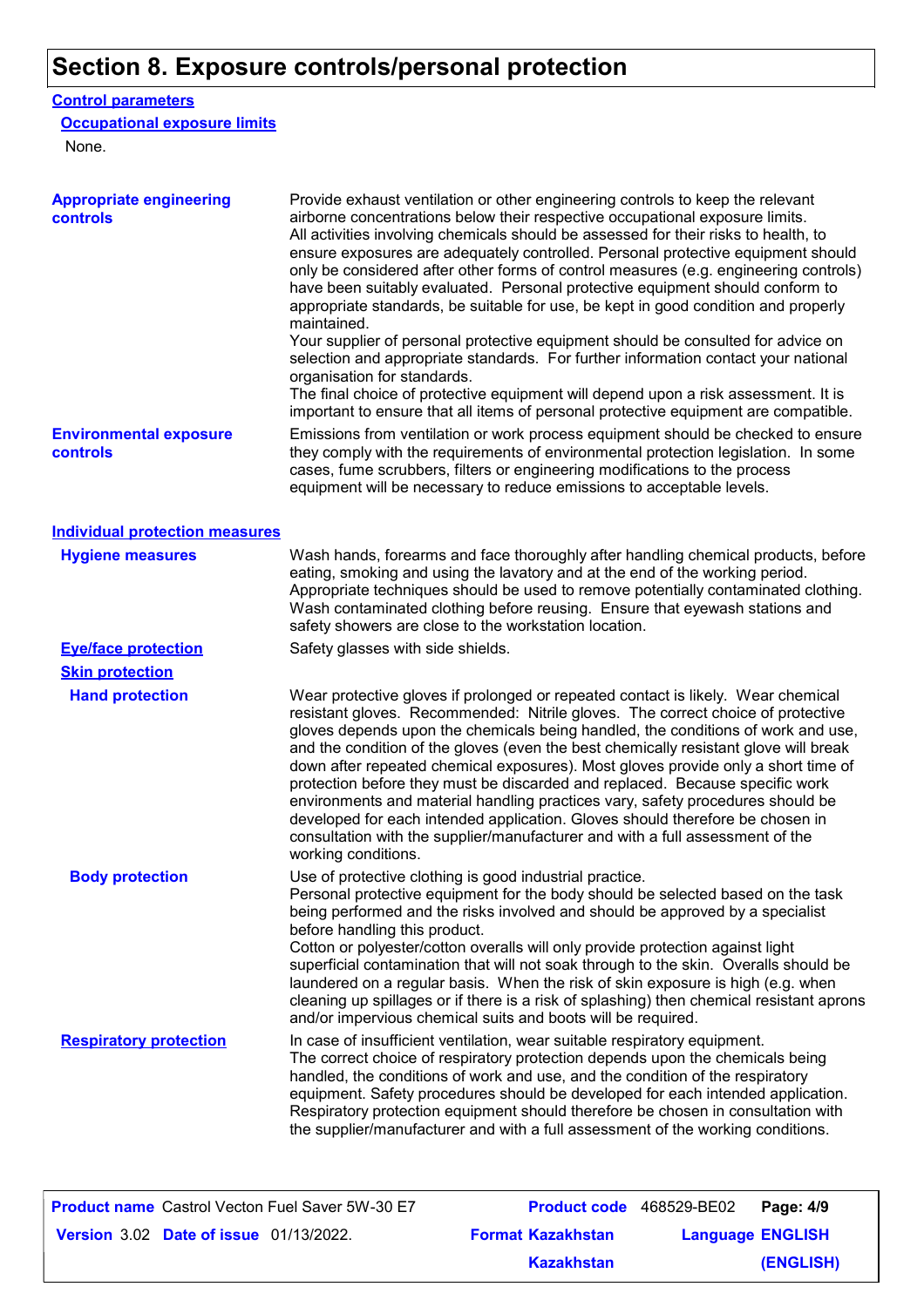# Section 8. Exposure controls/personal protection

## Control parameters

### Occupational exposure limits

None.

**Appropriate engineering controls**

Provide exhaust ventilation or other engineering controls to keep the relevant airborne concentrations below their respective occupational exposure limits. All activities involving chemicals should be assessed for their risks to health, to ensure exposures are adequately controlled. Personal protective equipment should only be considered after other forms of control measures (e.g. engineering controls) have been suitably evaluated. Personal protective equipment should conform to appropriate standards, be suitable for use, be kept in good condition and properly maintained.
Your supplier of personal protective equipment should be consulted for advice on selection and appropriate standards. For further information contact your national organisation for standards.
The final choice of protective equipment will depend upon a risk assessment. It is important to ensure that all items of personal protective equipment are compatible.

**Environmental exposure controls**

Emissions from ventilation or work process equipment should be checked to ensure they comply with the requirements of environmental protection legislation. In some cases, fume scrubbers, filters or engineering modifications to the process equipment will be necessary to reduce emissions to acceptable levels.

## Individual protection measures

**Hygiene measures**

Wash hands, forearms and face thoroughly after handling chemical products, before eating, smoking and using the lavatory and at the end of the working period. Appropriate techniques should be used to remove potentially contaminated clothing. Wash contaminated clothing before reusing. Ensure that eyewash stations and safety showers are close to the workstation location.

**Eye/face protection**

Safety glasses with side shields.

**Skin protection**

**Hand protection**

Wear protective gloves if prolonged or repeated contact is likely. Wear chemical resistant gloves. Recommended: Nitrile gloves. The correct choice of protective gloves depends upon the chemicals being handled, the conditions of work and use, and the condition of the gloves (even the best chemically resistant glove will break down after repeated chemical exposures). Most gloves provide only a short time of protection before they must be discarded and replaced. Because specific work environments and material handling practices vary, safety procedures should be developed for each intended application. Gloves should therefore be chosen in consultation with the supplier/manufacturer and with a full assessment of the working conditions.

**Body protection**

Use of protective clothing is good industrial practice.
Personal protective equipment for the body should be selected based on the task being performed and the risks involved and should be approved by a specialist before handling this product.
Cotton or polyester/cotton overalls will only provide protection against light superficial contamination that will not soak through to the skin. Overalls should be laundered on a regular basis. When the risk of skin exposure is high (e.g. when cleaning up spillages or if there is a risk of splashing) then chemical resistant aprons and/or impervious chemical suits and boots will be required.

**Respiratory protection**

In case of insufficient ventilation, wear suitable respiratory equipment.
The correct choice of respiratory protection depends upon the chemicals being handled, the conditions of work and use, and the condition of the respiratory equipment. Safety procedures should be developed for each intended application. Respiratory protection equipment should therefore be chosen in consultation with the supplier/manufacturer and with a full assessment of the working conditions.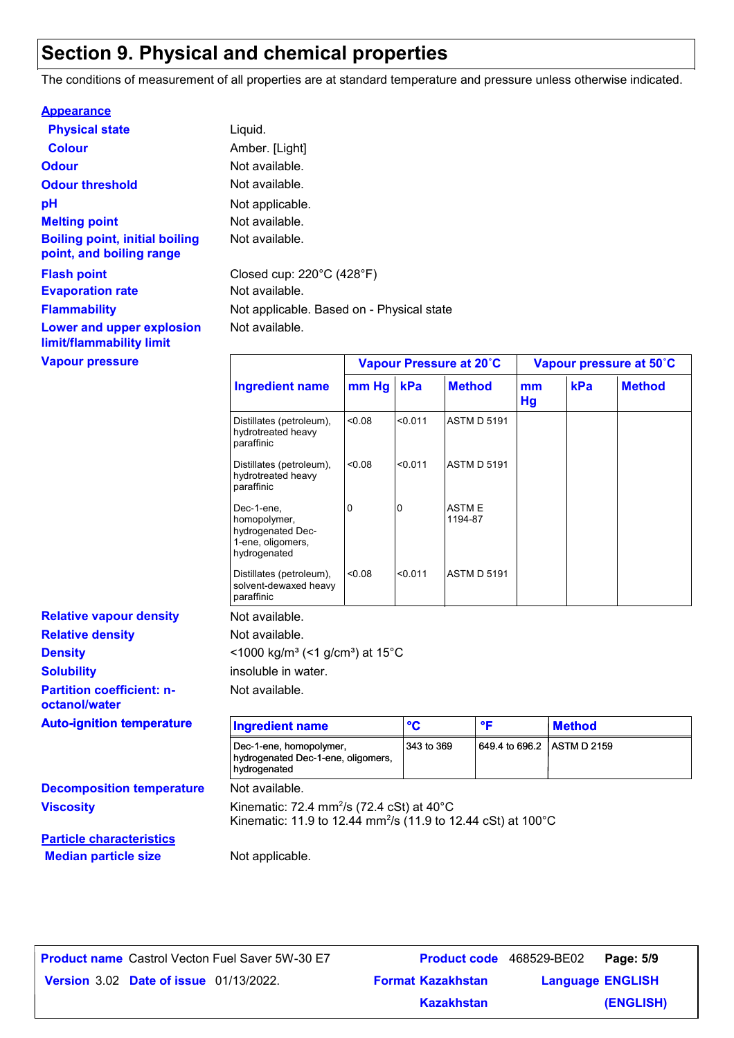# Section 9. Physical and chemical properties

The conditions of measurement of all properties are at standard temperature and pressure unless otherwise indicated.

**Appearance**

**Physical state** Liquid.

**Colour** Amber. [Light]

**Odour** Not available.

**Odour threshold** Not available.

**pH** Not applicable.

**Melting point** Not available.

**Boiling point, initial boiling point, and boiling range** Not available.

**Flash point** Closed cup: 220°C (428°F)

**Evaporation rate** Not available.

**Flammability** Not applicable. Based on - Physical state

**Lower and upper explosion limit/flammability limit** Not available.

**Vapour pressure**

| | Vapour Pressure at 20˚C | | | Vapour pressure at 50˚C | | |
|---|---|---|---|---|---|---|
| **Ingredient name** | **mm Hg** | **kPa** | **Method** | **mm Hg** | **kPa** | **Method** |
| Distillates (petroleum), hydrotreated heavy paraffinic | <0.08 | <0.011 | ASTM D 5191 | | | |
| Distillates (petroleum), hydrotreated heavy paraffinic | <0.08 | <0.011 | ASTM D 5191 | | | |
| Dec-1-ene, homopolymer, hydrogenated Dec-1-ene, oligomers, hydrogenated | 0 | 0 | ASTM E 1194-87 | | | |
| Distillates (petroleum), solvent-dewaxed heavy paraffinic | <0.08 | <0.011 | ASTM D 5191 | | | |

**Relative vapour density** Not available.

**Relative density** Not available.

**Density** <1000 kg/m³ (<1 g/cm³) at 15°C

**Solubility** insoluble in water.

**Partition coefficient: n-octanol/water** Not available.

**Auto-ignition temperature**

| Ingredient name | °C | °F | Method |
|---|---|---|---|
| Dec-1-ene, homopolymer, hydrogenated Dec-1-ene, oligomers, hydrogenated | 343 to 369 | 649.4 to 696.2 | ASTM D 2159 |

**Decomposition temperature** Not available.

**Viscosity** Kinematic: 72.4 $mm^2/s$ (72.4 cSt) at 40°C
Kinematic: 11.9 to 12.44 $mm^2/s$ (11.9 to 12.44 cSt) at 100°C

**Particle characteristics**

**Median particle size** Not applicable.

| **Product name** Castrol Vecton Fuel Saver 5W-30 E7 | **Product code** 468529-BE02 |
|---|---|
| **Version** 3.02 **Date of issue** 01/13/2022. | **Format** Kazakhstan Kazakhstan | **Language** ENGLISH (ENGLISH) |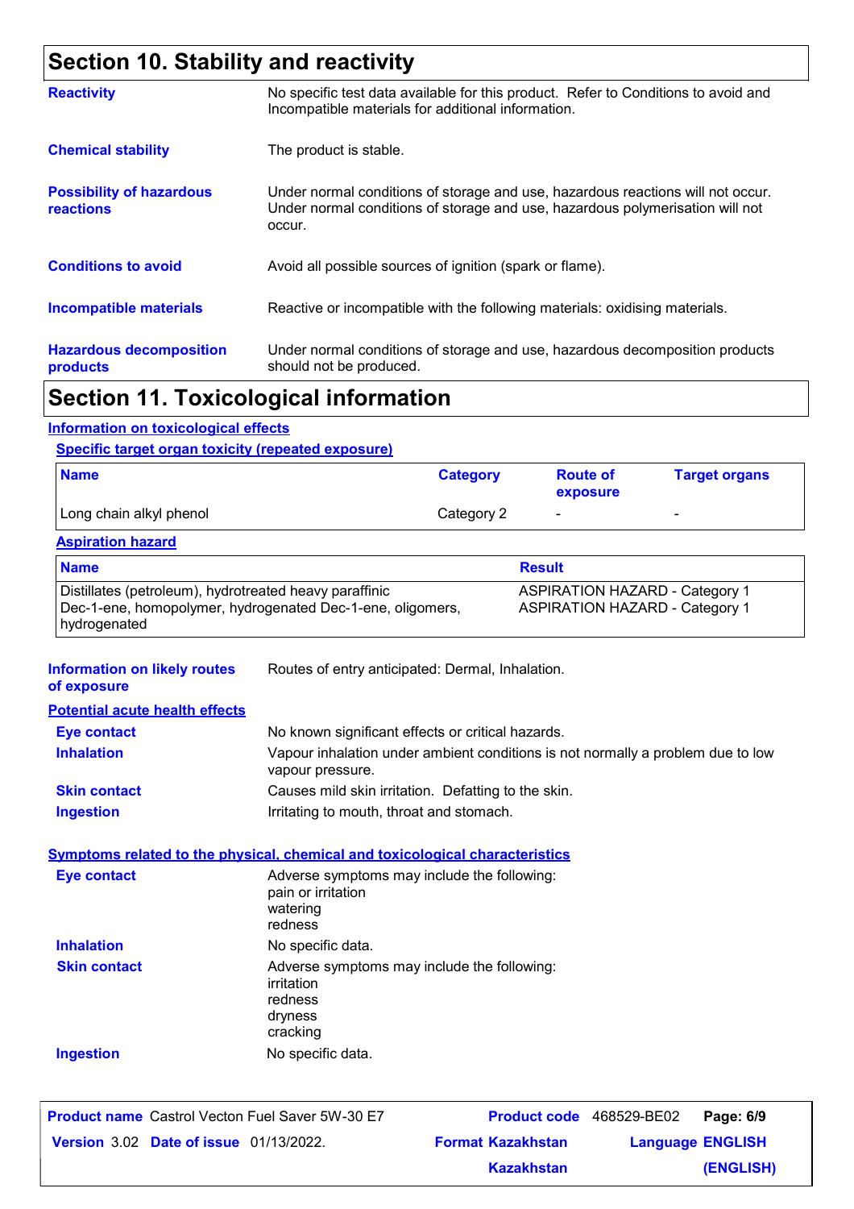## Section 10. Stability and reactivity

**Reactivity**
No specific test data available for this product. Refer to Conditions to avoid and Incompatible materials for additional information.

**Chemical stability**
The product is stable.

**Possibility of hazardous reactions**
Under normal conditions of storage and use, hazardous reactions will not occur.
Under normal conditions of storage and use, hazardous polymerisation will not occur.

**Conditions to avoid**
Avoid all possible sources of ignition (spark or flame).

**Incompatible materials**
Reactive or incompatible with the following materials: oxidising materials.

**Hazardous decomposition products**
Under normal conditions of storage and use, hazardous decomposition products should not be produced.

## Section 11. Toxicological information

### Information on toxicological effects

#### Specific target organ toxicity (repeated exposure)

| Name | Category | Route of exposure | Target organs |
|---|---|---|---|
| Long chain alkyl phenol | Category 2 | - | - |

#### Aspiration hazard

| Name | Result |
|---|---|
| Distillates (petroleum), hydrotreated heavy paraffinic | ASPIRATION HAZARD - Category 1 |
| Dec-1-ene, homopolymer, hydrogenated Dec-1-ene, oligomers, hydrogenated | ASPIRATION HAZARD - Category 1 |

**Information on likely routes of exposure**
Routes of entry anticipated: Dermal, Inhalation.

#### Potential acute health effects

**Eye contact**
No known significant effects or critical hazards.

**Inhalation**
Vapour inhalation under ambient conditions is not normally a problem due to low vapour pressure.

**Skin contact**
Causes mild skin irritation. Defatting to the skin.

**Ingestion**
Irritating to mouth, throat and stomach.

#### Symptoms related to the physical, chemical and toxicological characteristics

**Eye contact**
Adverse symptoms may include the following:
pain or irritation
watering
redness

**Inhalation**
No specific data.

**Skin contact**
Adverse symptoms may include the following:
irritation
redness
dryness
cracking

**Ingestion**
No specific data.

**Product name** Castrol Vecton Fuel Saver 5W-30 E7 **Product code** 468529-BE02
**Version** 3.02 **Date of issue** 01/13/2022. **Format** Kazakhstan Kazakhstan **Language** ENGLISH (ENGLISH)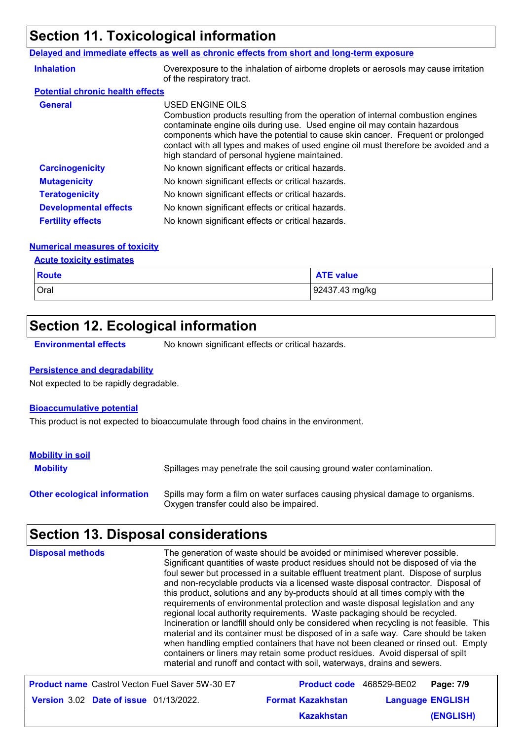## Section 11. Toxicological information

**Delayed and immediate effects as well as chronic effects from short and long-term exposure**

**Inhalation** Overexposure to the inhalation of airborne droplets or aerosols may cause irritation of the respiratory tract.

**Potential chronic health effects**

**General** USED ENGINE OILS
Combustion products resulting from the operation of internal combustion engines contaminate engine oils during use. Used engine oil may contain hazardous components which have the potential to cause skin cancer. Frequent or prolonged contact with all types and makes of used engine oil must therefore be avoided and a high standard of personal hygiene maintained.

**Carcinogenicity** No known significant effects or critical hazards.

**Mutagenicity** No known significant effects or critical hazards.

**Teratogenicity** No known significant effects or critical hazards.

**Developmental effects** No known significant effects or critical hazards.

**Fertility effects** No known significant effects or critical hazards.

**Numerical measures of toxicity**

**Acute toxicity estimates**

| Route | ATE value |
|---|---|
| Oral | 92437.43 mg/kg |

## Section 12. Ecological information

**Environmental effects** No known significant effects or critical hazards.

**Persistence and degradability**

Not expected to be rapidly degradable.

**Bioaccumulative potential**

This product is not expected to bioaccumulate through food chains in the environment.

**Mobility in soil**

**Mobility** Spillages may penetrate the soil causing ground water contamination.

**Other ecological information** Spills may form a film on water surfaces causing physical damage to organisms. Oxygen transfer could also be impaired.

## Section 13. Disposal considerations

**Disposal methods** The generation of waste should be avoided or minimised wherever possible. Significant quantities of waste product residues should not be disposed of via the foul sewer but processed in a suitable effluent treatment plant. Dispose of surplus and non-recyclable products via a licensed waste disposal contractor. Disposal of this product, solutions and any by-products should at all times comply with the requirements of environmental protection and waste disposal legislation and any regional local authority requirements. Waste packaging should be recycled. Incineration or landfill should only be considered when recycling is not feasible. This material and its container must be disposed of in a safe way. Care should be taken when handling emptied containers that have not been cleaned or rinsed out. Empty containers or liners may retain some product residues. Avoid dispersal of spilt material and runoff and contact with soil, waterways, drains and sewers.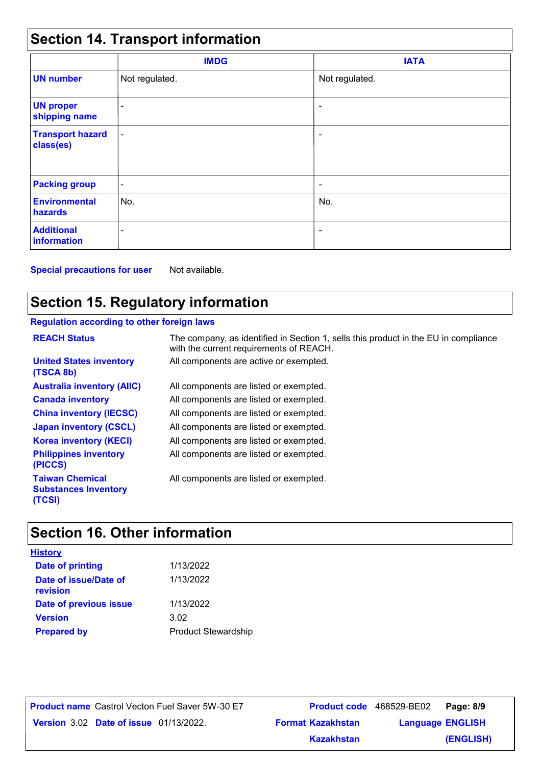## Section 14. Transport information

| | IMDG | IATA |
|---|---|---|
| **UN number** | Not regulated. | Not regulated. |
| **UN proper shipping name** | - | - |
| **Transport hazard class(es)** | - | - |
| **Packing group** | - | - |
| **Environmental hazards** | No. | No. |
| **Additional information** | - | - |

**Special precautions for user** Not available.

## Section 15. Regulatory information

**Regulation according to other foreign laws**

| | |
|---|---|
| **REACH Status** | The company, as identified in Section 1, sells this product in the EU in compliance with the current requirements of REACH. |
| **United States inventory (TSCA 8b)** | All components are active or exempted. |
| **Australia inventory (AIIC)** | All components are listed or exempted. |
| **Canada inventory** | All components are listed or exempted. |
| **China inventory (IECSC)** | All components are listed or exempted. |
| **Japan inventory (CSCL)** | All components are listed or exempted. |
| **Korea inventory (KECI)** | All components are listed or exempted. |
| **Philippines inventory (PICCS)** | All components are listed or exempted. |
| **Taiwan Chemical Substances Inventory (TCSI)** | All components are listed or exempted. |

## Section 16. Other information

**History**

| | |
|---|---|
| **Date of printing** | 1/13/2022 |
| **Date of issue/Date of revision** | 1/13/2022 |
| **Date of previous issue** | 1/13/2022 |
| **Version** | 3.02 |
| **Prepared by** | Product Stewardship |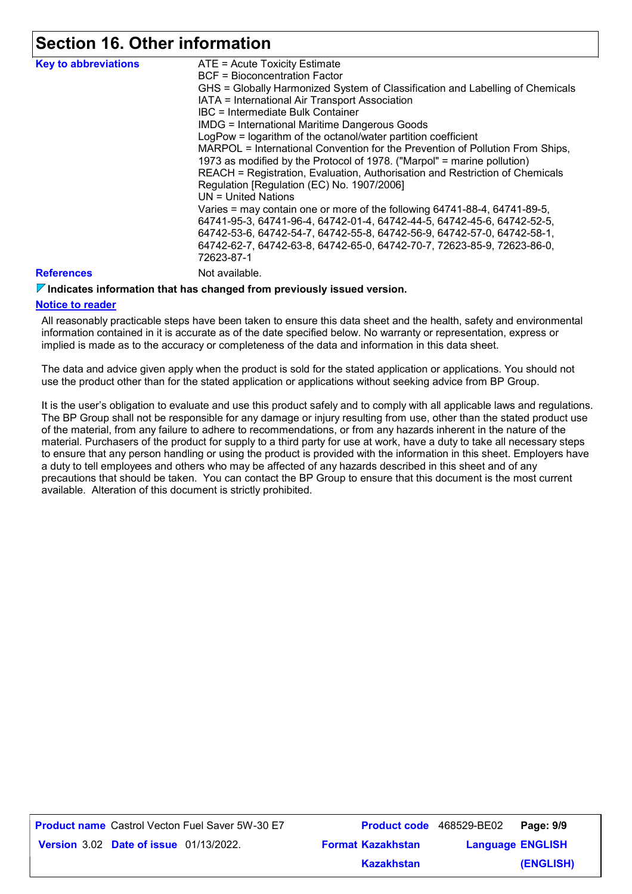## Section 16. Other information

**Key to abbreviations**

ATE = Acute Toxicity Estimate
BCF = Bioconcentration Factor
GHS = Globally Harmonized System of Classification and Labelling of Chemicals
IATA = International Air Transport Association
IBC = Intermediate Bulk Container
IMDG = International Maritime Dangerous Goods
LogPow = logarithm of the octanol/water partition coefficient
MARPOL = International Convention for the Prevention of Pollution From Ships, 1973 as modified by the Protocol of 1978. ("Marpol" = marine pollution)
REACH = Registration, Evaluation, Authorisation and Restriction of Chemicals Regulation [Regulation (EC) No. 1907/2006]
UN = United Nations
Varies = may contain one or more of the following 64741-88-4, 64741-89-5, 64741-95-3, 64741-96-4, 64742-01-4, 64742-44-5, 64742-45-6, 64742-52-5, 64742-53-6, 64742-54-7, 64742-55-8, 64742-56-9, 64742-57-0, 64742-58-1, 64742-62-7, 64742-63-8, 64742-65-0, 64742-70-7, 72623-85-9, 72623-86-0, 72623-87-1

**References** Not available.

**Indicates information that has changed from previously issued version.**

**Notice to reader**

All reasonably practicable steps have been taken to ensure this data sheet and the health, safety and environmental information contained in it is accurate as of the date specified below. No warranty or representation, express or implied is made as to the accuracy or completeness of the data and information in this data sheet.

The data and advice given apply when the product is sold for the stated application or applications. You should not use the product other than for the stated application or applications without seeking advice from BP Group.

It is the user's obligation to evaluate and use this product safely and to comply with all applicable laws and regulations. The BP Group shall not be responsible for any damage or injury resulting from use, other than the stated product use of the material, from any failure to adhere to recommendations, or from any hazards inherent in the nature of the material. Purchasers of the product for supply to a third party for use at work, have a duty to take all necessary steps to ensure that any person handling or using the product is provided with the information in this sheet. Employers have a duty to tell employees and others who may be affected of any hazards described in this sheet and of any precautions that should be taken. You can contact the BP Group to ensure that this document is the most current available. Alteration of this document is strictly prohibited.